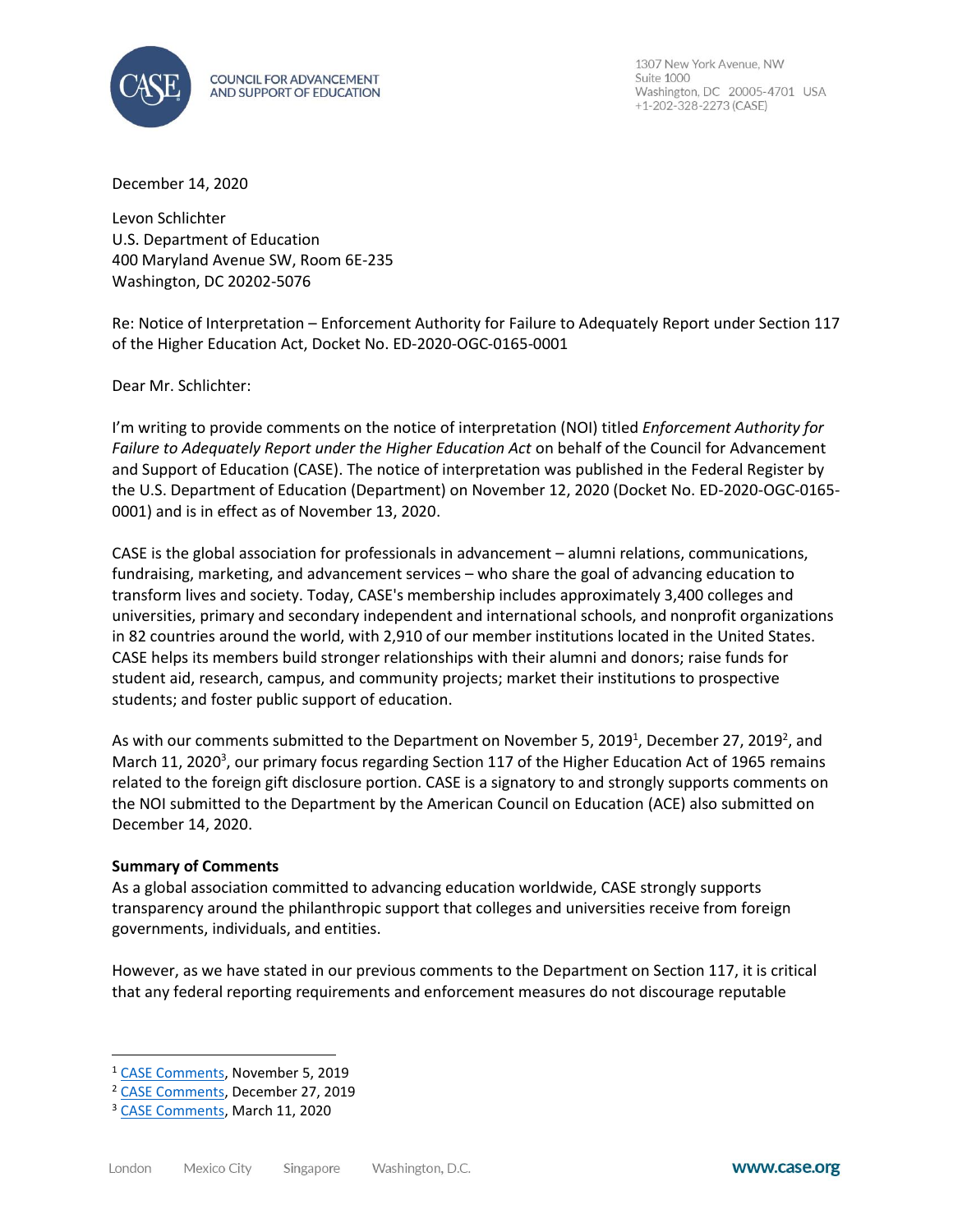COUNCIL FOR ADVANCEMENT AND SUPPORT OF EDUCATION

1307 New York Avenue, NW
Suite 1000
Washington, DC 20005-4701 USA
+1-202-328-2273 (CASE)

December 14, 2020

Levon Schlichter
U.S. Department of Education
400 Maryland Avenue SW, Room 6E-235
Washington, DC 20202-5076

Re: Notice of Interpretation – Enforcement Authority for Failure to Adequately Report under Section 117 of the Higher Education Act, Docket No. ED-2020-OGC-0165-0001

Dear Mr. Schlichter:

I'm writing to provide comments on the notice of interpretation (NOI) titled *Enforcement Authority for Failure to Adequately Report under the Higher Education Act* on behalf of the Council for Advancement and Support of Education (CASE). The notice of interpretation was published in the Federal Register by the U.S. Department of Education (Department) on November 12, 2020 (Docket No. ED-2020-OGC-0165-0001) and is in effect as of November 13, 2020.

CASE is the global association for professionals in advancement – alumni relations, communications, fundraising, marketing, and advancement services – who share the goal of advancing education to transform lives and society. Today, CASE's membership includes approximately 3,400 colleges and universities, primary and secondary independent and international schools, and nonprofit organizations in 82 countries around the world, with 2,910 of our member institutions located in the United States. CASE helps its members build stronger relationships with their alumni and donors; raise funds for student aid, research, campus, and community projects; market their institutions to prospective students; and foster public support of education.

As with our comments submitted to the Department on November 5, 2019[1], December 27, 2019[2], and March 11, 2020[3], our primary focus regarding Section 117 of the Higher Education Act of 1965 remains related to the foreign gift disclosure portion. CASE is a signatory to and strongly supports comments on the NOI submitted to the Department by the American Council on Education (ACE) also submitted on December 14, 2020.

**Summary of Comments**

As a global association committed to advancing education worldwide, CASE strongly supports transparency around the philanthropic support that colleges and universities receive from foreign governments, individuals, and entities.

However, as we have stated in our previous comments to the Department on Section 117, it is critical that any federal reporting requirements and enforcement measures do not discourage reputable

[1] CASE Comments, November 5, 2019

[2] CASE Comments, December 27, 2019

[3] CASE Comments, March 11, 2020

London Mexico City Singapore Washington, D.C. www.case.org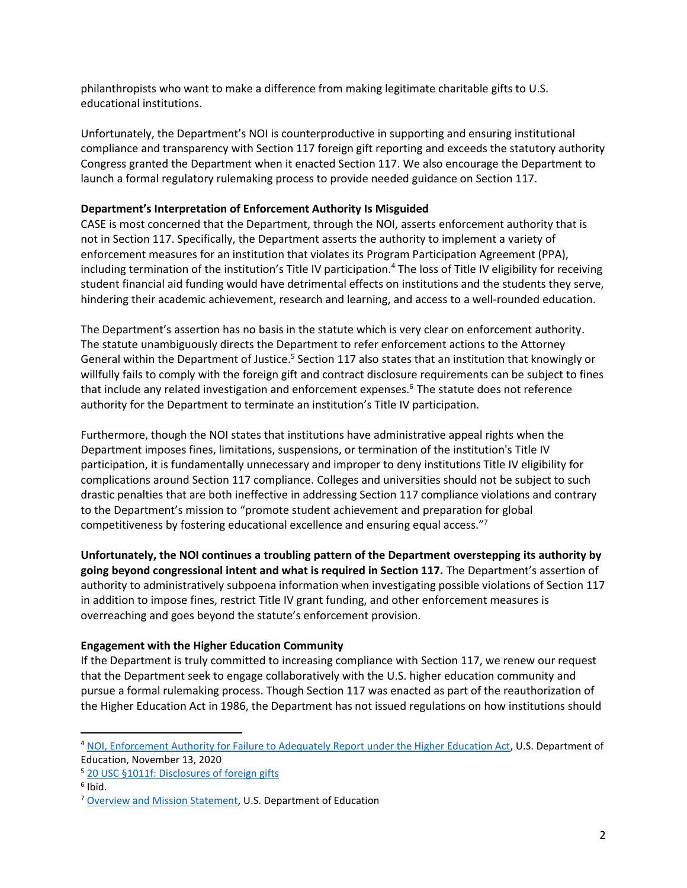philanthropists who want to make a difference from making legitimate charitable gifts to U.S. educational institutions.

Unfortunately, the Department's NOI is counterproductive in supporting and ensuring institutional compliance and transparency with Section 117 foreign gift reporting and exceeds the statutory authority Congress granted the Department when it enacted Section 117. We also encourage the Department to launch a formal regulatory rulemaking process to provide needed guidance on Section 117.

**Department's Interpretation of Enforcement Authority Is Misguided**

CASE is most concerned that the Department, through the NOI, asserts enforcement authority that is not in Section 117. Specifically, the Department asserts the authority to implement a variety of enforcement measures for an institution that violates its Program Participation Agreement (PPA), including termination of the institution's Title IV participation.[4] The loss of Title IV eligibility for receiving student financial aid funding would have detrimental effects on institutions and the students they serve, hindering their academic achievement, research and learning, and access to a well-rounded education.

The Department's assertion has no basis in the statute which is very clear on enforcement authority. The statute unambiguously directs the Department to refer enforcement actions to the Attorney General within the Department of Justice.[5] Section 117 also states that an institution that knowingly or willfully fails to comply with the foreign gift and contract disclosure requirements can be subject to fines that include any related investigation and enforcement expenses.[6] The statute does not reference authority for the Department to terminate an institution's Title IV participation.

Furthermore, though the NOI states that institutions have administrative appeal rights when the Department imposes fines, limitations, suspensions, or termination of the institution's Title IV participation, it is fundamentally unnecessary and improper to deny institutions Title IV eligibility for complications around Section 117 compliance. Colleges and universities should not be subject to such drastic penalties that are both ineffective in addressing Section 117 compliance violations and contrary to the Department's mission to "promote student achievement and preparation for global competitiveness by fostering educational excellence and ensuring equal access."[7]

**Unfortunately, the NOI continues a troubling pattern of the Department overstepping its authority by going beyond congressional intent and what is required in Section 117.** The Department's assertion of authority to administratively subpoena information when investigating possible violations of Section 117 in addition to impose fines, restrict Title IV grant funding, and other enforcement measures is overreaching and goes beyond the statute's enforcement provision.

**Engagement with the Higher Education Community**

If the Department is truly committed to increasing compliance with Section 117, we renew our request that the Department seek to engage collaboratively with the U.S. higher education community and pursue a formal rulemaking process. Though Section 117 was enacted as part of the reauthorization of the Higher Education Act in 1986, the Department has not issued regulations on how institutions should

---

[4] NOI, Enforcement Authority for Failure to Adequately Report under the Higher Education Act, U.S. Department of Education, November 13, 2020

[5] 20 USC §1011f: Disclosures of foreign gifts

[6] Ibid.

[7] Overview and Mission Statement, U.S. Department of Education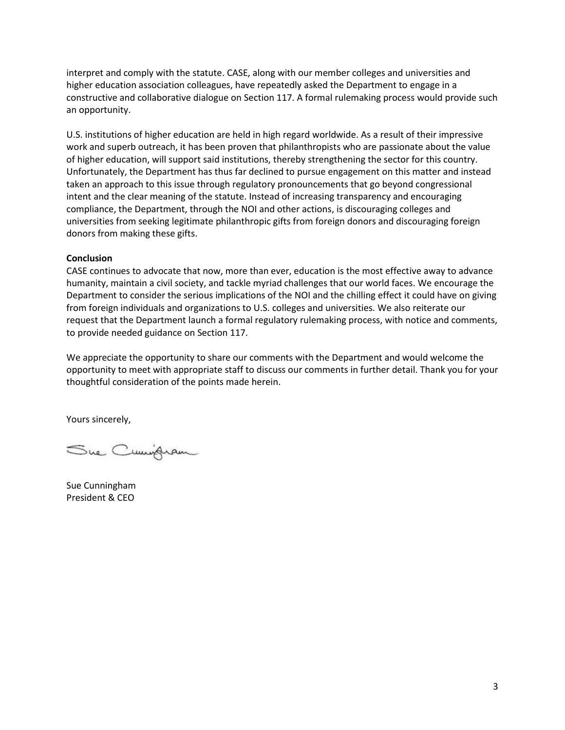interpret and comply with the statute. CASE, along with our member colleges and universities and higher education association colleagues, have repeatedly asked the Department to engage in a constructive and collaborative dialogue on Section 117. A formal rulemaking process would provide such an opportunity.

U.S. institutions of higher education are held in high regard worldwide. As a result of their impressive work and superb outreach, it has been proven that philanthropists who are passionate about the value of higher education, will support said institutions, thereby strengthening the sector for this country. Unfortunately, the Department has thus far declined to pursue engagement on this matter and instead taken an approach to this issue through regulatory pronouncements that go beyond congressional intent and the clear meaning of the statute. Instead of increasing transparency and encouraging compliance, the Department, through the NOI and other actions, is discouraging colleges and universities from seeking legitimate philanthropic gifts from foreign donors and discouraging foreign donors from making these gifts.

**Conclusion**

CASE continues to advocate that now, more than ever, education is the most effective away to advance humanity, maintain a civil society, and tackle myriad challenges that our world faces. We encourage the Department to consider the serious implications of the NOI and the chilling effect it could have on giving from foreign individuals and organizations to U.S. colleges and universities. We also reiterate our request that the Department launch a formal regulatory rulemaking process, with notice and comments, to provide needed guidance on Section 117.

We appreciate the opportunity to share our comments with the Department and would welcome the opportunity to meet with appropriate staff to discuss our comments in further detail. Thank you for your thoughtful consideration of the points made herein.

Yours sincerely,

Sue Cunningham

Sue Cunningham
President & CEO